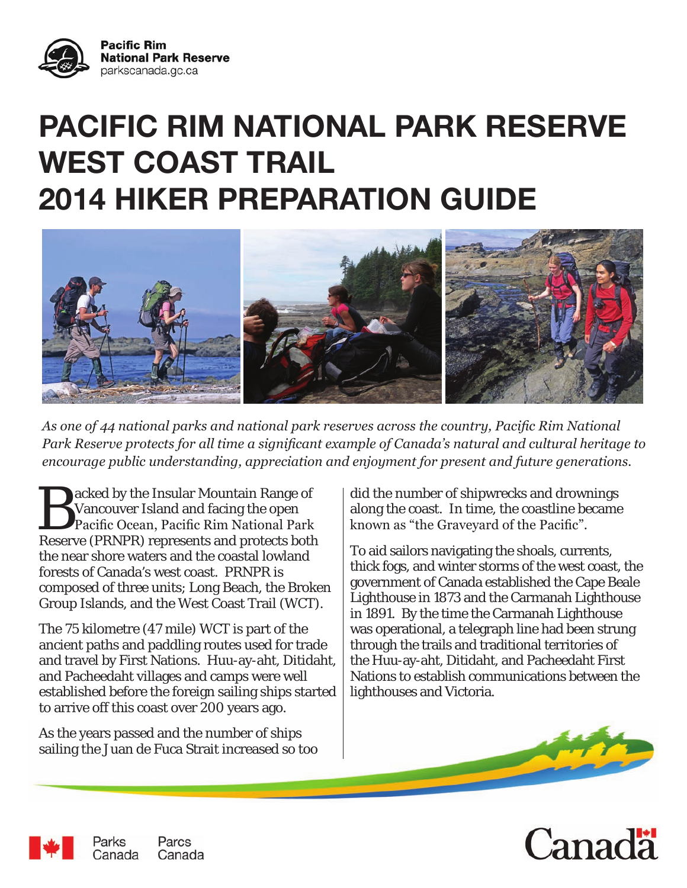Pacific Rim
National Park Reserve
parkscanada.gc.ca

# PACIFIC RIM NATIONAL PARK RESERVE WEST COAST TRAIL 2014 HIKER PREPARATION GUIDE

*As one of 44 national parks and national park reserves across the country, Pacific Rim National Park Reserve protects for all time a significant example of Canada's natural and cultural heritage to encourage public understanding, appreciation and enjoyment for present and future generations.*

Backed by the Insular Mountain Range of Vancouver Island and facing the open Pacific Ocean, Pacific Rim National Park Reserve (PRNPR) represents and protects both the near shore waters and the coastal lowland forests of Canada's west coast. PRNPR is composed of three units; Long Beach, the Broken Group Islands, and the West Coast Trail (WCT).

The 75 kilometre (47 mile) WCT is part of the ancient paths and paddling routes used for trade and travel by First Nations. Huu-ay-aht, Ditidaht, and Pacheedaht villages and camps were well established before the foreign sailing ships started to arrive off this coast over 200 years ago.

As the years passed and the number of ships sailing the Juan de Fuca Strait increased so too did the number of shipwrecks and drownings along the coast. In time, the coastline became known as "the Graveyard of the Pacific".

To aid sailors navigating the shoals, currents, thick fogs, and winter storms of the west coast, the government of Canada established the Cape Beale Lighthouse in 1873 and the Carmanah Lighthouse in 1891. By the time the Carmanah Lighthouse was operational, a telegraph line had been strung through the trails and traditional territories of the Huu-ay-aht, Ditidaht, and Pacheedaht First Nations to establish communications between the lighthouses and Victoria.

Parks Canada Parcs Canada

Canada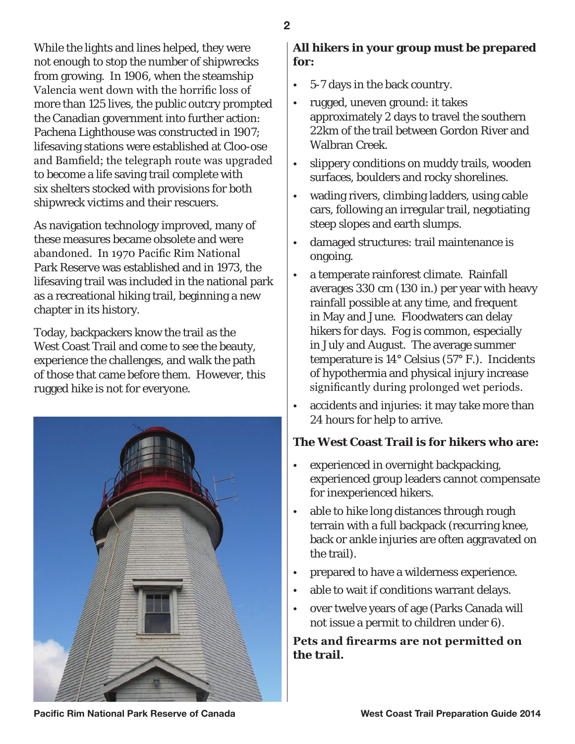While the lights and lines helped, they were not enough to stop the number of shipwrecks from growing. In 1906, when the steamship Valencia went down with the horrific loss of more than 125 lives, the public outcry prompted the Canadian government into further action: Pachena Lighthouse was constructed in 1907; lifesaving stations were established at Cloo-ose and Bamfield; the telegraph route was upgraded to become a life saving trail complete with six shelters stocked with provisions for both shipwreck victims and their rescuers.

As navigation technology improved, many of these measures became obsolete and were abandoned. In 1970 Pacific Rim National Park Reserve was established and in 1973, the lifesaving trail was included in the national park as a recreational hiking trail, beginning a new chapter in its history.

Today, backpackers know the trail as the West Coast Trail and come to see the beauty, experience the challenges, and walk the path of those that came before them. However, this rugged hike is not for everyone.

**All hikers in your group must be prepared for:**

- 5-7 days in the back country.
- rugged, uneven ground: it takes approximately 2 days to travel the southern 22km of the trail between Gordon River and Walbran Creek.
- slippery conditions on muddy trails, wooden surfaces, boulders and rocky shorelines.
- wading rivers, climbing ladders, using cable cars, following an irregular trail, negotiating steep slopes and earth slumps.
- damaged structures: trail maintenance is ongoing.
- a temperate rainforest climate. Rainfall averages 330 cm (130 in.) per year with heavy rainfall possible at any time, and frequent in May and June. Floodwaters can delay hikers for days. Fog is common, especially in July and August. The average summer temperature is 14° Celsius (57° F.). Incidents of hypothermia and physical injury increase significantly during prolonged wet periods.
- accidents and injuries: it may take more than 24 hours for help to arrive.

**The West Coast Trail is for hikers who are:**

- experienced in overnight backpacking, experienced group leaders cannot compensate for inexperienced hikers.
- able to hike long distances through rough terrain with a full backpack (recurring knee, back or ankle injuries are often aggravated on the trail).
- prepared to have a wilderness experience.
- able to wait if conditions warrant delays.
- over twelve years of age (Parks Canada will not issue a permit to children under 6).

**Pets and firearms are not permitted on the trail.**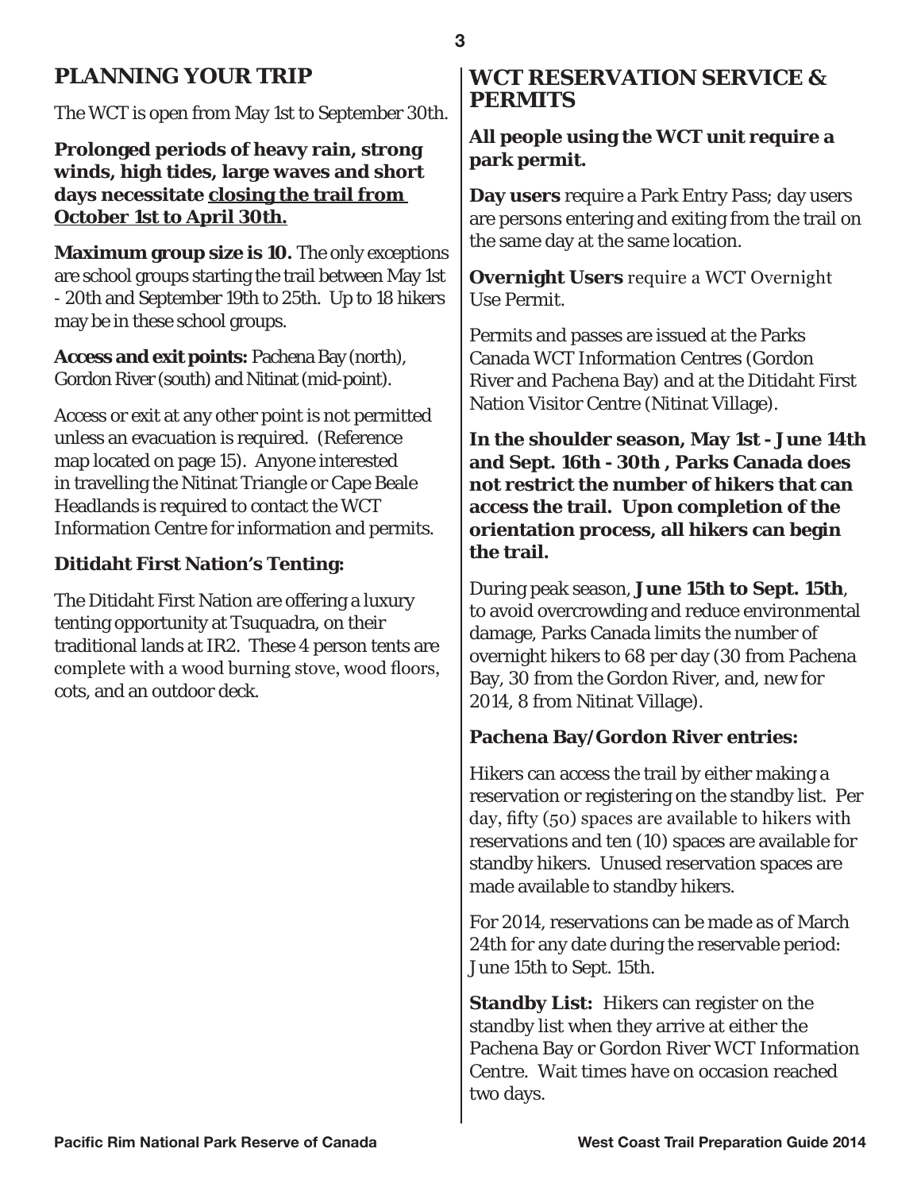## PLANNING YOUR TRIP

The WCT is open from May 1st to September 30th.

**Prolonged periods of heavy rain, strong winds, high tides, large waves and short days necessitate <u>closing the trail from October 1st to April 30th.</u>**

**Maximum group size is 10.** The only exceptions are school groups starting the trail between May 1st - 20th and September 19th to 25th. Up to 18 hikers may be in these school groups.

**Access and exit points:** Pachena Bay (north), Gordon River (south) and Nitinat (mid-point).

Access or exit at any other point is not permitted unless an evacuation is required. (Reference map located on page 15). Anyone interested in travelling the Nitinat Triangle or Cape Beale Headlands is required to contact the WCT Information Centre for information and permits.

### Ditidaht First Nation's Tenting:

The Ditidaht First Nation are offering a luxury tenting opportunity at Tsuquadra, on their traditional lands at IR2. These 4 person tents are complete with a wood burning stove, wood floors, cots, and an outdoor deck.

## WCT RESERVATION SERVICE & PERMITS

**All people using the WCT unit require a park permit.**

**Day users** require a Park Entry Pass; day users are persons entering and exiting from the trail on the same day at the same location.

**Overnight Users** require a WCT Overnight Use Permit.

Permits and passes are issued at the Parks Canada WCT Information Centres (Gordon River and Pachena Bay) and at the Ditidaht First Nation Visitor Centre (Nitinat Village).

**In the shoulder season, May 1st - June 14th and Sept. 16th - 30th , Parks Canada does not restrict the number of hikers that can access the trail. Upon completion of the orientation process, all hikers can begin the trail.**

During peak season, **June 15th to Sept. 15th**, to avoid overcrowding and reduce environmental damage, Parks Canada limits the number of overnight hikers to 68 per day (30 from Pachena Bay, 30 from the Gordon River, and, new for 2014, 8 from Nitinat Village).

### Pachena Bay/Gordon River entries:

Hikers can access the trail by either making a reservation or registering on the standby list. Per day, fifty (50) spaces are available to hikers with reservations and ten (10) spaces are available for standby hikers. Unused reservation spaces are made available to standby hikers.

For 2014, reservations can be made as of March 24th for any date during the reservable period: June 15th to Sept. 15th.

**Standby List:** Hikers can register on the standby list when they arrive at either the Pachena Bay or Gordon River WCT Information Centre. Wait times have on occasion reached two days.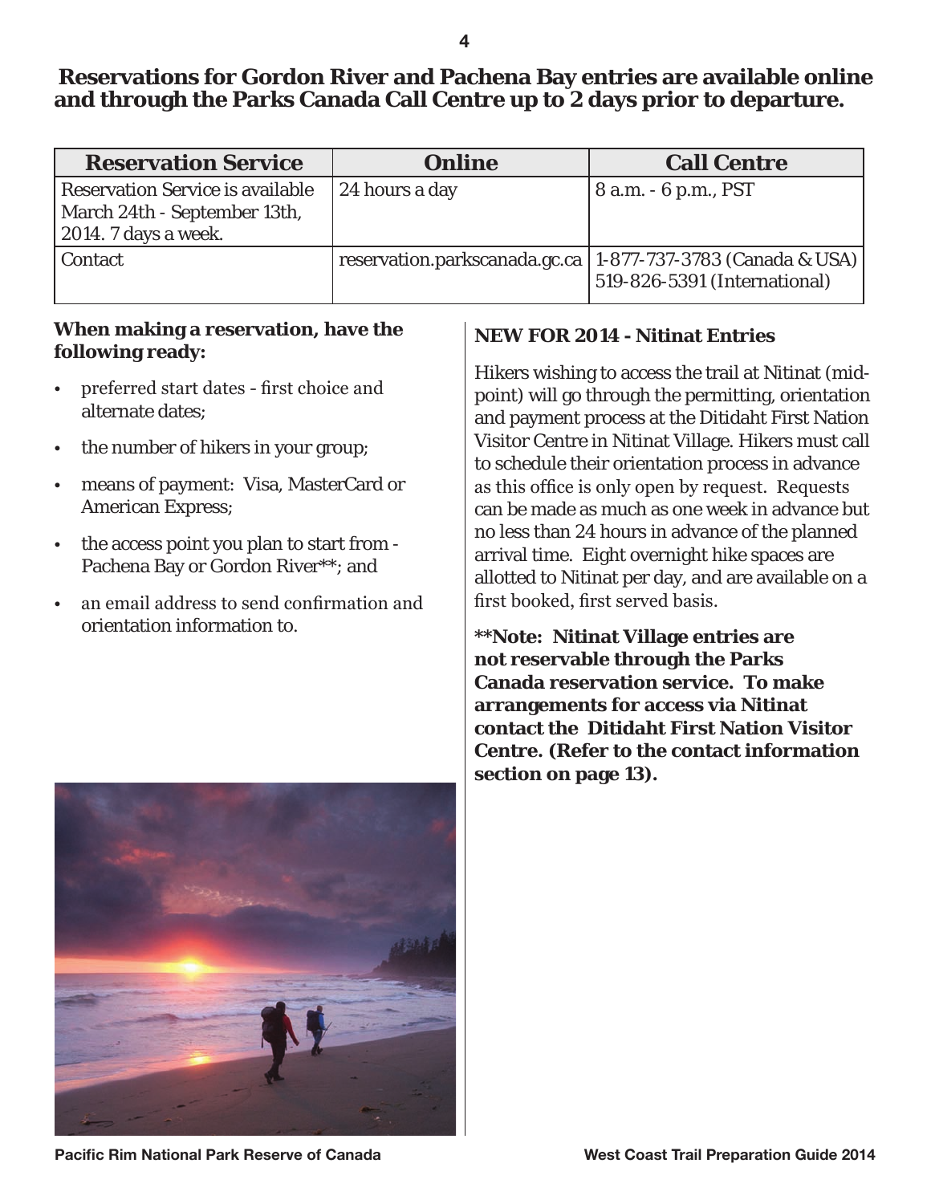## Reservations for Gordon River and Pachena Bay entries are available online and through the Parks Canada Call Centre up to 2 days prior to departure.

| Reservation Service | Online | Call Centre |
|---|---|---|
| Reservation Service is available March 24th - September 13th, 2014. 7 days a week. | 24 hours a day | 8 a.m. - 6 p.m., PST |
| Contact | reservation.parkscanada.gc.ca | 1-877-737-3783 (Canada & USA) 519-826-5391 (International) |

**When making a reservation, have the following ready:**

- preferred start dates - first choice and alternate dates;
- the number of hikers in your group;
- means of payment: Visa, MasterCard or American Express;
- the access point you plan to start from - Pachena Bay or Gordon River**; and
- an email address to send confirmation and orientation information to.

### NEW FOR 2014 - Nitinat Entries

Hikers wishing to access the trail at Nitinat (mid-point) will go through the permitting, orientation and payment process at the Ditidaht First Nation Visitor Centre in Nitinat Village. Hikers must call to schedule their orientation process in advance as this office is only open by request. Requests can be made as much as one week in advance but no less than 24 hours in advance of the planned arrival time. Eight overnight hike spaces are allotted to Nitinat per day, and are available on a first booked, first served basis.

****Note: Nitinat Village entries are not reservable through the Parks Canada reservation service. To make arrangements for access via Nitinat contact the Ditidaht First Nation Visitor Centre. (Refer to the contact information section on page 13).**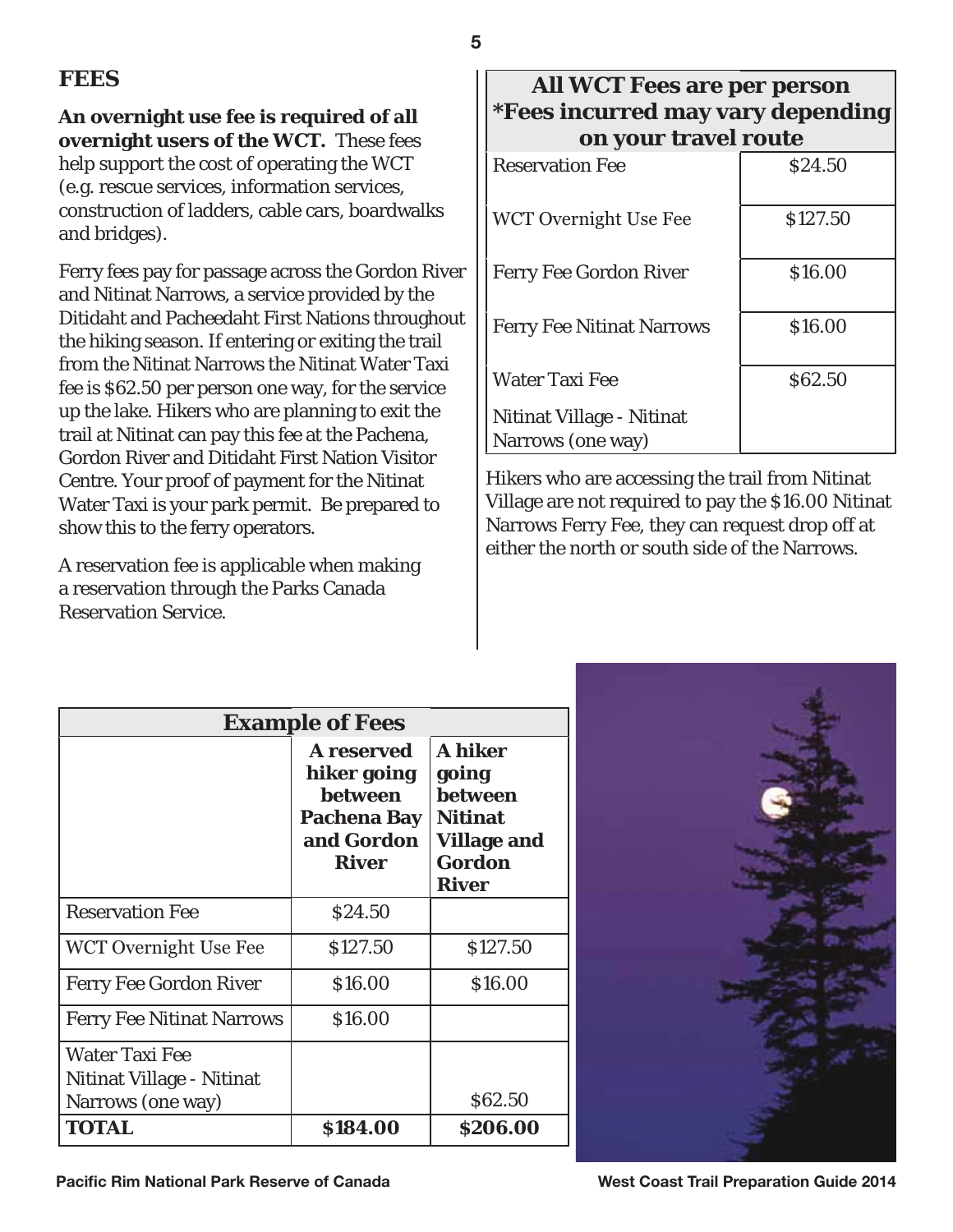## FEES

**An overnight use fee is required of all overnight users of the WCT.** These fees help support the cost of operating the WCT (e.g. rescue services, information services, construction of ladders, cable cars, boardwalks and bridges).

Ferry fees pay for passage across the Gordon River and Nitinat Narrows, a service provided by the Ditidaht and Pacheedaht First Nations throughout the hiking season. If entering or exiting the trail from the Nitinat Narrows the Nitinat Water Taxi fee is $62.50 per person one way, for the service up the lake. Hikers who are planning to exit the trail at Nitinat can pay this fee at the Pachena, Gordon River and Ditidaht First Nation Visitor Centre. Your proof of payment for the Nitinat Water Taxi is your park permit. Be prepared to show this to the ferry operators.

A reservation fee is applicable when making a reservation through the Parks Canada Reservation Service.

| **All WCT Fees are per person *Fees incurred may vary depending on your travel route** | |
|---|---|
| Reservation Fee | $24.50 |
| WCT Overnight Use Fee | $127.50 |
| Ferry Fee Gordon River | $16.00 |
| Ferry Fee Nitinat Narrows | $16.00 |
| Water Taxi Fee Nitinat Village - Nitinat Narrows (one way) | $62.50 |

Hikers who are accessing the trail from Nitinat Village are not required to pay the $16.00 Nitinat Narrows Ferry Fee, they can request drop off at either the north or south side of the Narrows.

| **Example of Fees** | | |
|---|---|---|
| | **A reserved hiker going between Pachena Bay and Gordon River** | **A hiker going between Nitinat Village and Gordon River** |
| Reservation Fee | $24.50 | |
| WCT Overnight Use Fee | $127.50 | $127.50 |
| Ferry Fee Gordon River | $16.00 | $16.00 |
| Ferry Fee Nitinat Narrows | $16.00 | |
| Water Taxi Fee Nitinat Village - Nitinat Narrows (one way) | | $62.50 |
| **TOTAL** | **$184.00** | **$206.00** |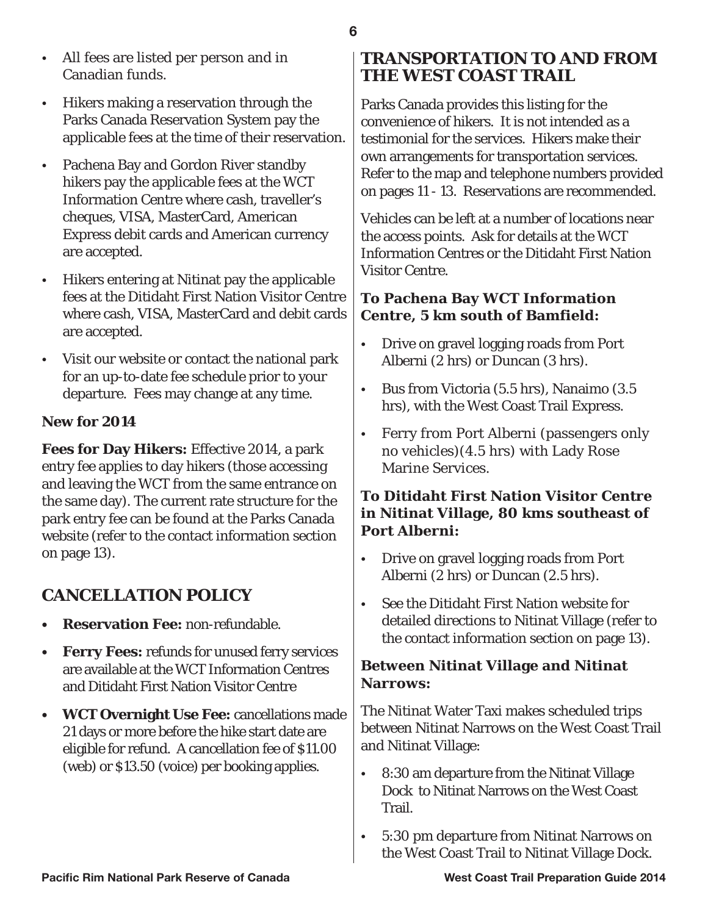- All fees are listed per person and in Canadian funds.
- Hikers making a reservation through the Parks Canada Reservation System pay the applicable fees at the time of their reservation.
- Pachena Bay and Gordon River standby hikers pay the applicable fees at the WCT Information Centre where cash, traveller's cheques, VISA, MasterCard, American Express debit cards and American currency are accepted.
- Hikers entering at Nitinat pay the applicable fees at the Ditidaht First Nation Visitor Centre where cash, VISA, MasterCard and debit cards are accepted.
- Visit our website or contact the national park for an up-to-date fee schedule prior to your departure. Fees may change at any time.

**New for 2014**

**Fees for Day Hikers:** Effective 2014, a park entry fee applies to day hikers (those accessing and leaving the WCT from the same entrance on the same day). The current rate structure for the park entry fee can be found at the Parks Canada website (refer to the contact information section on page 13).

## CANCELLATION POLICY

- **Reservation Fee:** non-refundable.
- **Ferry Fees:** refunds for unused ferry services are available at the WCT Information Centres and Ditidaht First Nation Visitor Centre
- **WCT Overnight Use Fee:** cancellations made 21 days or more before the hike start date are eligible for refund. A cancellation fee of $11.00 (web) or $13.50 (voice) per booking applies.

## TRANSPORTATION TO AND FROM THE WEST COAST TRAIL

Parks Canada provides this listing for the convenience of hikers. It is not intended as a testimonial for the services. Hikers make their own arrangements for transportation services. Refer to the map and telephone numbers provided on pages 11 - 13. Reservations are recommended.

Vehicles can be left at a number of locations near the access points. Ask for details at the WCT Information Centres or the Ditidaht First Nation Visitor Centre.

**To Pachena Bay WCT Information Centre, 5 km south of Bamfield:**

- Drive on gravel logging roads from Port Alberni (2 hrs) or Duncan (3 hrs).
- Bus from Victoria (5.5 hrs), Nanaimo (3.5 hrs), with the West Coast Trail Express.
- Ferry from Port Alberni (passengers only no vehicles)(4.5 hrs) with Lady Rose Marine Services.

**To Ditidaht First Nation Visitor Centre in Nitinat Village, 80 kms southeast of Port Alberni:**

- Drive on gravel logging roads from Port Alberni (2 hrs) or Duncan (2.5 hrs).
- See the Ditidaht First Nation website for detailed directions to Nitinat Village (refer to the contact information section on page 13).

**Between Nitinat Village and Nitinat Narrows:**

The Nitinat Water Taxi makes scheduled trips between Nitinat Narrows on the West Coast Trail and Nitinat Village:

- 8:30 am departure from the Nitinat Village Dock to Nitinat Narrows on the West Coast Trail.
- 5:30 pm departure from Nitinat Narrows on the West Coast Trail to Nitinat Village Dock.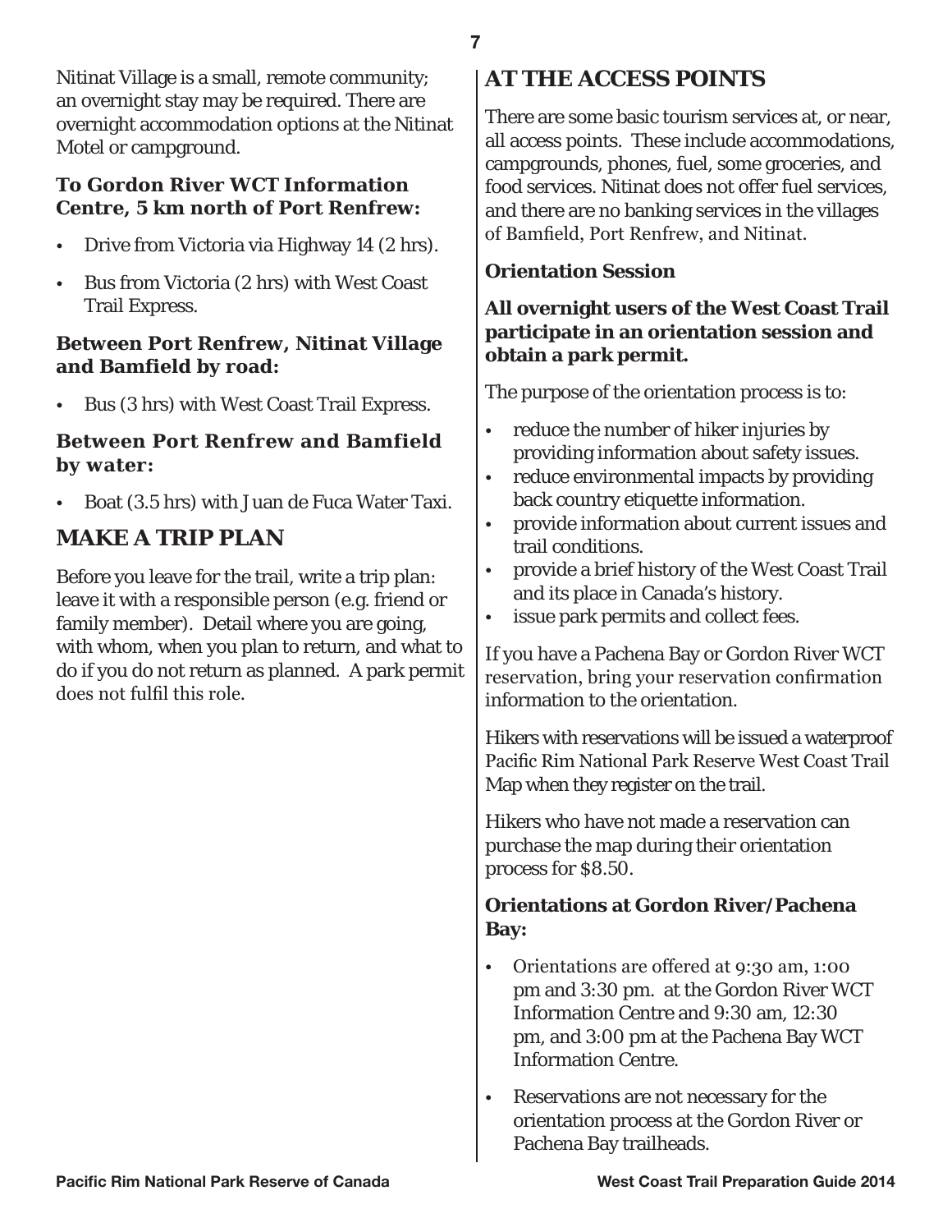Nitinat Village is a small, remote community; an overnight stay may be required. There are overnight accommodation options at the Nitinat Motel or campground.

**To Gordon River WCT Information Centre, 5 km north of Port Renfrew:**

- Drive from Victoria via Highway 14 (2 hrs).
- Bus from Victoria (2 hrs) with West Coast Trail Express.

**Between Port Renfrew, Nitinat Village and Bamfield by road:**

- Bus (3 hrs) with West Coast Trail Express.

**Between Port Renfrew and Bamfield by water:**

- Boat (3.5 hrs) with Juan de Fuca Water Taxi.

## MAKE A TRIP PLAN

Before you leave for the trail, write a trip plan: leave it with a responsible person (e.g. friend or family member). Detail where you are going, with whom, when you plan to return, and what to do if you do not return as planned. A park permit does not fulfil this role.

## AT THE ACCESS POINTS

There are some basic tourism services at, or near, all access points. These include accommodations, campgrounds, phones, fuel, some groceries, and food services. Nitinat does not offer fuel services, and there are no banking services in the villages of Bamfield, Port Renfrew, and Nitinat.

**Orientation Session**

**All overnight users of the West Coast Trail participate in an orientation session and obtain a park permit.**

The purpose of the orientation process is to:

- reduce the number of hiker injuries by providing information about safety issues.
- reduce environmental impacts by providing back country etiquette information.
- provide information about current issues and trail conditions.
- provide a brief history of the West Coast Trail and its place in Canada's history.
- issue park permits and collect fees.

If you have a Pachena Bay or Gordon River WCT reservation, bring your reservation confirmation information to the orientation.

Hikers with reservations will be issued a waterproof Pacific Rim National Park Reserve West Coast Trail Map when they register on the trail.

Hikers who have not made a reservation can purchase the map during their orientation process for $8.50.

**Orientations at Gordon River/Pachena Bay:**

- Orientations are offered at 9:30 am, 1:00 pm and 3:30 pm. at the Gordon River WCT Information Centre and 9:30 am, 12:30 pm, and 3:00 pm at the Pachena Bay WCT Information Centre.
- Reservations are not necessary for the orientation process at the Gordon River or Pachena Bay trailheads.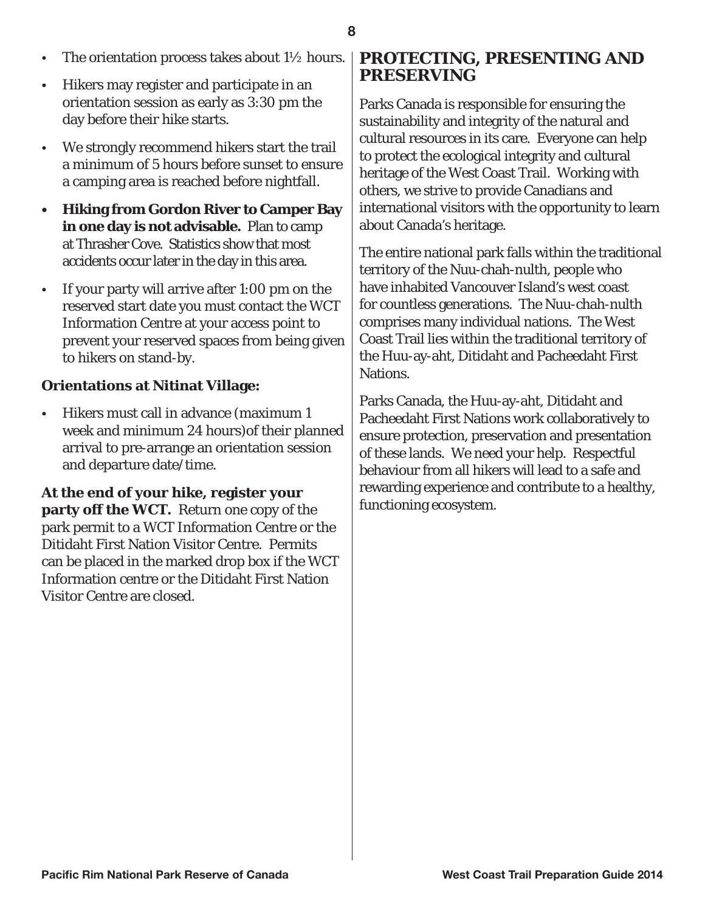- The orientation process takes about 1½ hours.
- Hikers may register and participate in an orientation session as early as 3:30 pm the day before their hike starts.
- We strongly recommend hikers start the trail a minimum of 5 hours before sunset to ensure a camping area is reached before nightfall.
- **Hiking from Gordon River to Camper Bay in one day is not advisable.** Plan to camp at Thrasher Cove. Statistics show that most accidents occur later in the day in this area.
- If your party will arrive after 1:00 pm on the reserved start date you must contact the WCT Information Centre at your access point to prevent your reserved spaces from being given to hikers on stand-by.

**Orientations at Nitinat Village:**

- Hikers must call in advance (maximum 1 week and minimum 24 hours)of their planned arrival to pre-arrange an orientation session and departure date/time.

**At the end of your hike, register your party off the WCT.** Return one copy of the park permit to a WCT Information Centre or the Ditidaht First Nation Visitor Centre. Permits can be placed in the marked drop box if the WCT Information centre or the Ditidaht First Nation Visitor Centre are closed.

## PROTECTING, PRESENTING AND PRESERVING

Parks Canada is responsible for ensuring the sustainability and integrity of the natural and cultural resources in its care. Everyone can help to protect the ecological integrity and cultural heritage of the West Coast Trail. Working with others, we strive to provide Canadians and international visitors with the opportunity to learn about Canada's heritage.

The entire national park falls within the traditional territory of the Nuu-chah-nulth, people who have inhabited Vancouver Island's west coast for countless generations. The Nuu-chah-nulth comprises many individual nations. The West Coast Trail lies within the traditional territory of the Huu-ay-aht, Ditidaht and Pacheedaht First Nations.

Parks Canada, the Huu-ay-aht, Ditidaht and Pacheedaht First Nations work collaboratively to ensure protection, preservation and presentation of these lands. We need your help. Respectful behaviour from all hikers will lead to a safe and rewarding experience and contribute to a healthy, functioning ecosystem.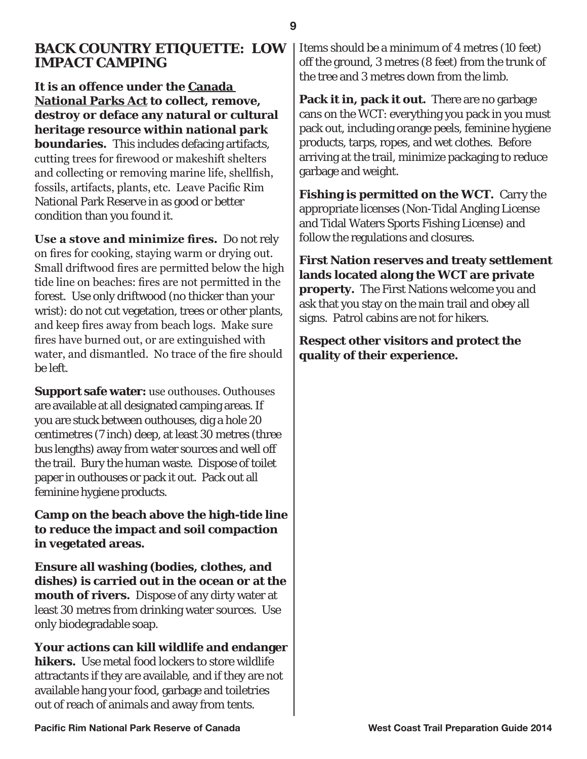## BACK COUNTRY ETIQUETTE: LOW IMPACT CAMPING

**It is an offence under the Canada National Parks Act to collect, remove, destroy or deface any natural or cultural heritage resource within national park boundaries.** This includes defacing artifacts, cutting trees for firewood or makeshift shelters and collecting or removing marine life, shellfish, fossils, artifacts, plants, etc. Leave Pacific Rim National Park Reserve in as good or better condition than you found it.

**Use a stove and minimize fires.** Do not rely on fires for cooking, staying warm or drying out. Small driftwood fires are permitted below the high tide line on beaches: fires are not permitted in the forest. Use only driftwood (no thicker than your wrist): do not cut vegetation, trees or other plants, and keep fires away from beach logs. Make sure fires have burned out, or are extinguished with water, and dismantled. No trace of the fire should be left.

**Support safe water:** use outhouses. Outhouses are available at all designated camping areas. If you are stuck between outhouses, dig a hole 20 centimetres (7 inch) deep, at least 30 metres (three bus lengths) away from water sources and well off the trail. Bury the human waste. Dispose of toilet paper in outhouses or pack it out. Pack out all feminine hygiene products.

**Camp on the beach above the high-tide line to reduce the impact and soil compaction in vegetated areas.**

**Ensure all washing (bodies, clothes, and dishes) is carried out in the ocean or at the mouth of rivers.** Dispose of any dirty water at least 30 metres from drinking water sources. Use only biodegradable soap.

**Your actions can kill wildlife and endanger hikers.** Use metal food lockers to store wildlife attractants if they are available, and if they are not available hang your food, garbage and toiletries out of reach of animals and away from tents. Items should be a minimum of 4 metres (10 feet) off the ground, 3 metres (8 feet) from the trunk of the tree and 3 metres down from the limb.

**Pack it in, pack it out.** There are no garbage cans on the WCT: everything you pack in you must pack out, including orange peels, feminine hygiene products, tarps, ropes, and wet clothes. Before arriving at the trail, minimize packaging to reduce garbage and weight.

**Fishing is permitted on the WCT.** Carry the appropriate licenses (Non-Tidal Angling License and Tidal Waters Sports Fishing License) and follow the regulations and closures.

**First Nation reserves and treaty settlement lands located along the WCT are private property.** The First Nations welcome you and ask that you stay on the main trail and obey all signs. Patrol cabins are not for hikers.

**Respect other visitors and protect the quality of their experience.**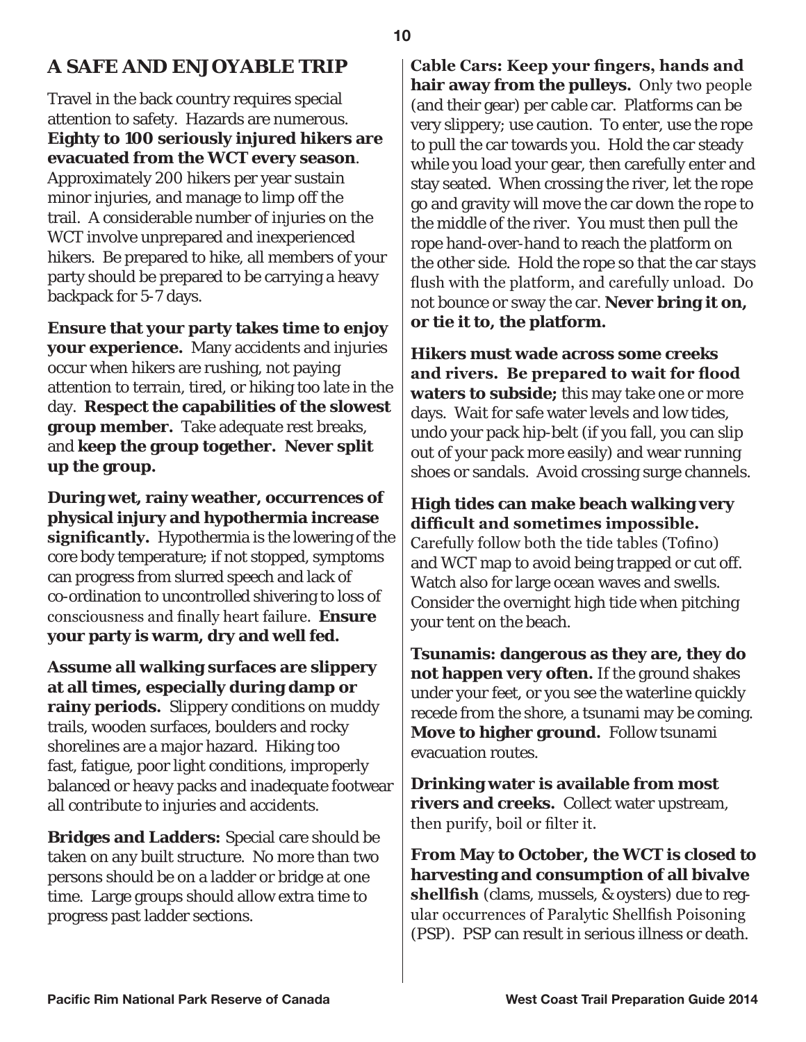## A SAFE AND ENJOYABLE TRIP

Travel in the back country requires special attention to safety. Hazards are numerous. **Eighty to 100 seriously injured hikers are evacuated from the WCT every season**. Approximately 200 hikers per year sustain minor injuries, and manage to limp off the trail. A considerable number of injuries on the WCT involve unprepared and inexperienced hikers. Be prepared to hike, all members of your party should be prepared to be carrying a heavy backpack for 5-7 days.

**Ensure that your party takes time to enjoy your experience.** Many accidents and injuries occur when hikers are rushing, not paying attention to terrain, tired, or hiking too late in the day. **Respect the capabilities of the slowest group member.** Take adequate rest breaks, and **keep the group together. Never split up the group.**

**During wet, rainy weather, occurrences of physical injury and hypothermia increase significantly.** Hypothermia is the lowering of the core body temperature; if not stopped, symptoms can progress from slurred speech and lack of co-ordination to uncontrolled shivering to loss of consciousness and finally heart failure. **Ensure your party is warm, dry and well fed.**

**Assume all walking surfaces are slippery at all times, especially during damp or rainy periods.** Slippery conditions on muddy trails, wooden surfaces, boulders and rocky shorelines are a major hazard. Hiking too fast, fatigue, poor light conditions, improperly balanced or heavy packs and inadequate footwear all contribute to injuries and accidents.

**Bridges and Ladders:** Special care should be taken on any built structure. No more than two persons should be on a ladder or bridge at one time. Large groups should allow extra time to progress past ladder sections.

**Cable Cars: Keep your fingers, hands and hair away from the pulleys.** Only two people (and their gear) per cable car. Platforms can be very slippery; use caution. To enter, use the rope to pull the car towards you. Hold the car steady while you load your gear, then carefully enter and stay seated. When crossing the river, let the rope go and gravity will move the car down the rope to the middle of the river. You must then pull the rope hand-over-hand to reach the platform on the other side. Hold the rope so that the car stays flush with the platform, and carefully unload. Do not bounce or sway the car. **Never bring it on, or tie it to, the platform.**

**Hikers must wade across some creeks and rivers. Be prepared to wait for flood waters to subside;** this may take one or more days. Wait for safe water levels and low tides, undo your pack hip-belt (if you fall, you can slip out of your pack more easily) and wear running shoes or sandals. Avoid crossing surge channels.

**High tides can make beach walking very difficult and sometimes impossible.** Carefully follow both the tide tables (Tofino) and WCT map to avoid being trapped or cut off. Watch also for large ocean waves and swells. Consider the overnight high tide when pitching your tent on the beach.

**Tsunamis: dangerous as they are, they do not happen very often.** If the ground shakes under your feet, or you see the waterline quickly recede from the shore, a tsunami may be coming. **Move to higher ground.** Follow tsunami evacuation routes.

**Drinking water is available from most rivers and creeks.** Collect water upstream, then purify, boil or filter it.

**From May to October, the WCT is closed to harvesting and consumption of all bivalve shellfish** (clams, mussels, & oysters) due to regular occurrences of Paralytic Shellfish Poisoning (PSP). PSP can result in serious illness or death.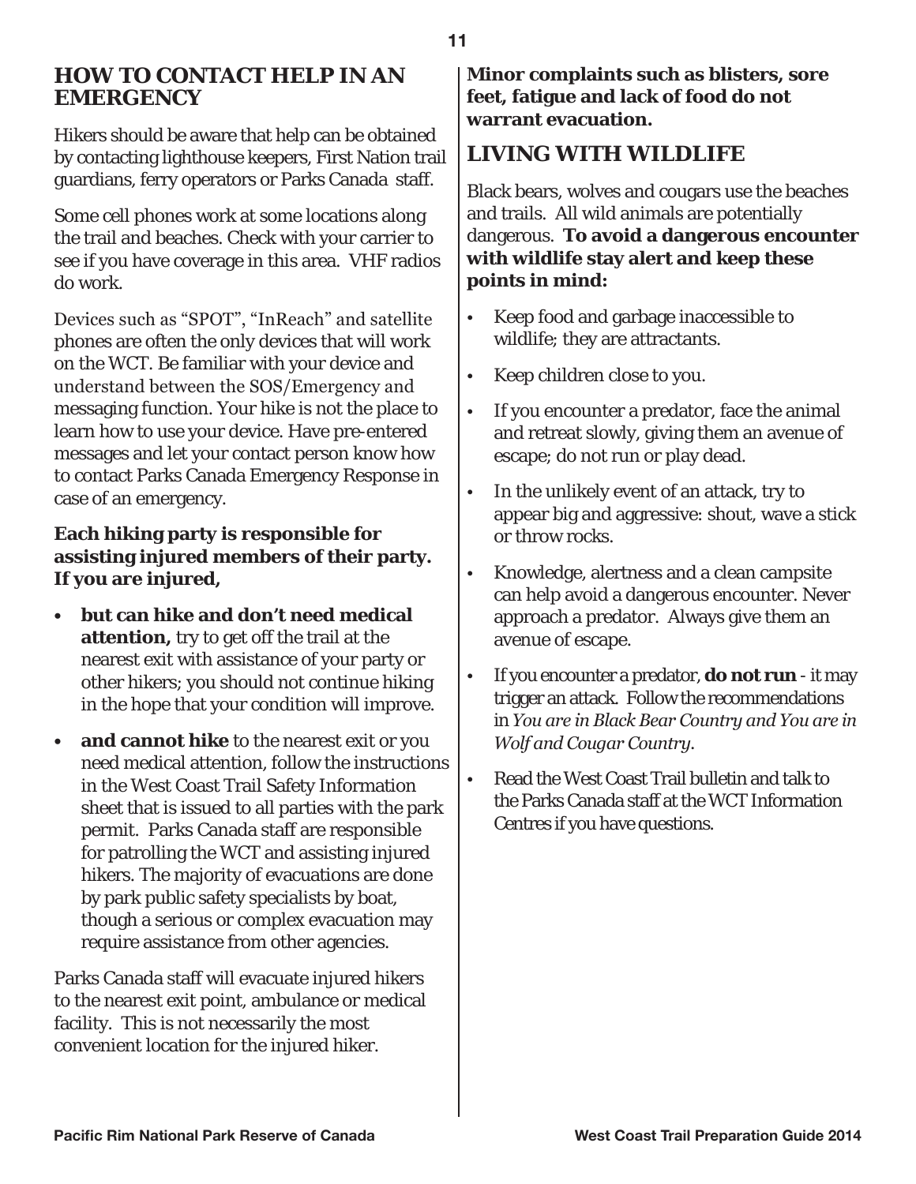## HOW TO CONTACT HELP IN AN EMERGENCY

Hikers should be aware that help can be obtained by contacting lighthouse keepers, First Nation trail guardians, ferry operators or Parks Canada staff.

Some cell phones work at some locations along the trail and beaches. Check with your carrier to see if you have coverage in this area. VHF radios do work.

Devices such as "SPOT", "InReach" and satellite phones are often the only devices that will work on the WCT. Be familiar with your device and understand between the SOS/Emergency and messaging function. Your hike is not the place to learn how to use your device. Have pre-entered messages and let your contact person know how to contact Parks Canada Emergency Response in case of an emergency.

**Each hiking party is responsible for assisting injured members of their party. If you are injured,**

- **but can hike and don't need medical attention,** try to get off the trail at the nearest exit with assistance of your party or other hikers; you should not continue hiking in the hope that your condition will improve.
- **and cannot hike** to the nearest exit or you need medical attention, follow the instructions in the West Coast Trail Safety Information sheet that is issued to all parties with the park permit. Parks Canada staff are responsible for patrolling the WCT and assisting injured hikers. The majority of evacuations are done by park public safety specialists by boat, though a serious or complex evacuation may require assistance from other agencies.

Parks Canada staff will evacuate injured hikers to the nearest exit point, ambulance or medical facility. This is not necessarily the most convenient location for the injured hiker.

**Minor complaints such as blisters, sore feet, fatigue and lack of food do not warrant evacuation.**

## LIVING WITH WILDLIFE

Black bears, wolves and cougars use the beaches and trails. All wild animals are potentially dangerous. **To avoid a dangerous encounter with wildlife stay alert and keep these points in mind:**

- Keep food and garbage inaccessible to wildlife; they are attractants.
- Keep children close to you.
- If you encounter a predator, face the animal and retreat slowly, giving them an avenue of escape; do not run or play dead.
- In the unlikely event of an attack, try to appear big and aggressive: shout, wave a stick or throw rocks.
- Knowledge, alertness and a clean campsite can help avoid a dangerous encounter. Never approach a predator. Always give them an avenue of escape.
- If you encounter a predator, **do not run** - it may trigger an attack. Follow the recommendations in *You are in Black Bear Country and You are in Wolf and Cougar Country*.
- Read the West Coast Trail bulletin and talk to the Parks Canada staff at the WCT Information Centres if you have questions.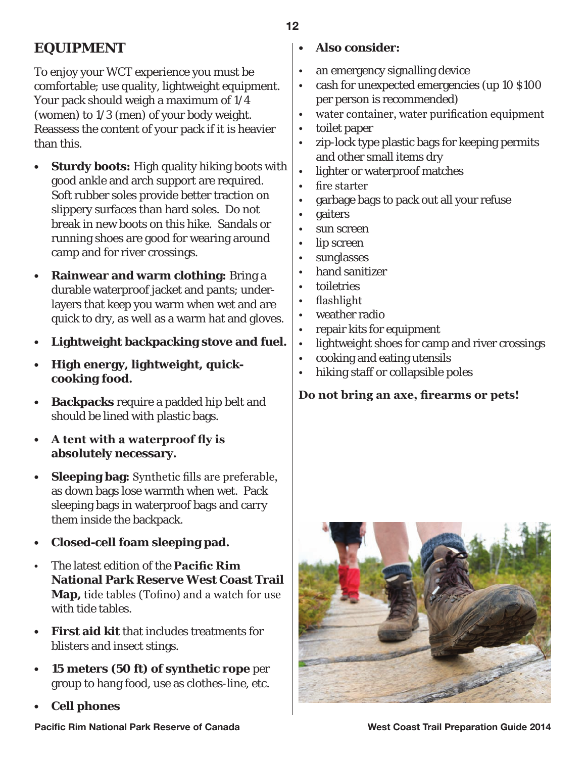## EQUIPMENT

To enjoy your WCT experience you must be comfortable; use quality, lightweight equipment. Your pack should weigh a maximum of 1/4 (women) to 1/3 (men) of your body weight. Reassess the content of your pack if it is heavier than this.

- **Sturdy boots:** High quality hiking boots with good ankle and arch support are required. Soft rubber soles provide better traction on slippery surfaces than hard soles. Do not break in new boots on this hike. Sandals or running shoes are good for wearing around camp and for river crossings.
- **Rainwear and warm clothing:** Bring a durable waterproof jacket and pants; under-layers that keep you warm when wet and are quick to dry, as well as a warm hat and gloves.
- **Lightweight backpacking stove and fuel.**
- **High energy, lightweight, quick-cooking food.**
- **Backpacks** require a padded hip belt and should be lined with plastic bags.
- **A tent with a waterproof fly is absolutely necessary.**
- **Sleeping bag:** Synthetic fills are preferable, as down bags lose warmth when wet. Pack sleeping bags in waterproof bags and carry them inside the backpack.
- **Closed-cell foam sleeping pad.**
- The latest edition of the **Pacific Rim National Park Reserve West Coast Trail Map,** tide tables (Tofino) and a watch for use with tide tables.
- **First aid kit** that includes treatments for blisters and insect stings.
- **15 meters (50 ft) of synthetic rope** per group to hang food, use as clothes-line, etc.
- **Cell phones**
- **Also consider:**
- an emergency signalling device
- cash for unexpected emergencies (up 10 $100 per person is recommended)
- water container, water purification equipment
- toilet paper
- zip-lock type plastic bags for keeping permits and other small items dry
- lighter or waterproof matches
- fire starter
- garbage bags to pack out all your refuse
- gaiters
- sun screen
- lip screen
- sunglasses
- hand sanitizer
- toiletries
- flashlight
- weather radio
- repair kits for equipment
- lightweight shoes for camp and river crossings
- cooking and eating utensils
- hiking staff or collapsible poles

**Do not bring an axe, firearms or pets!**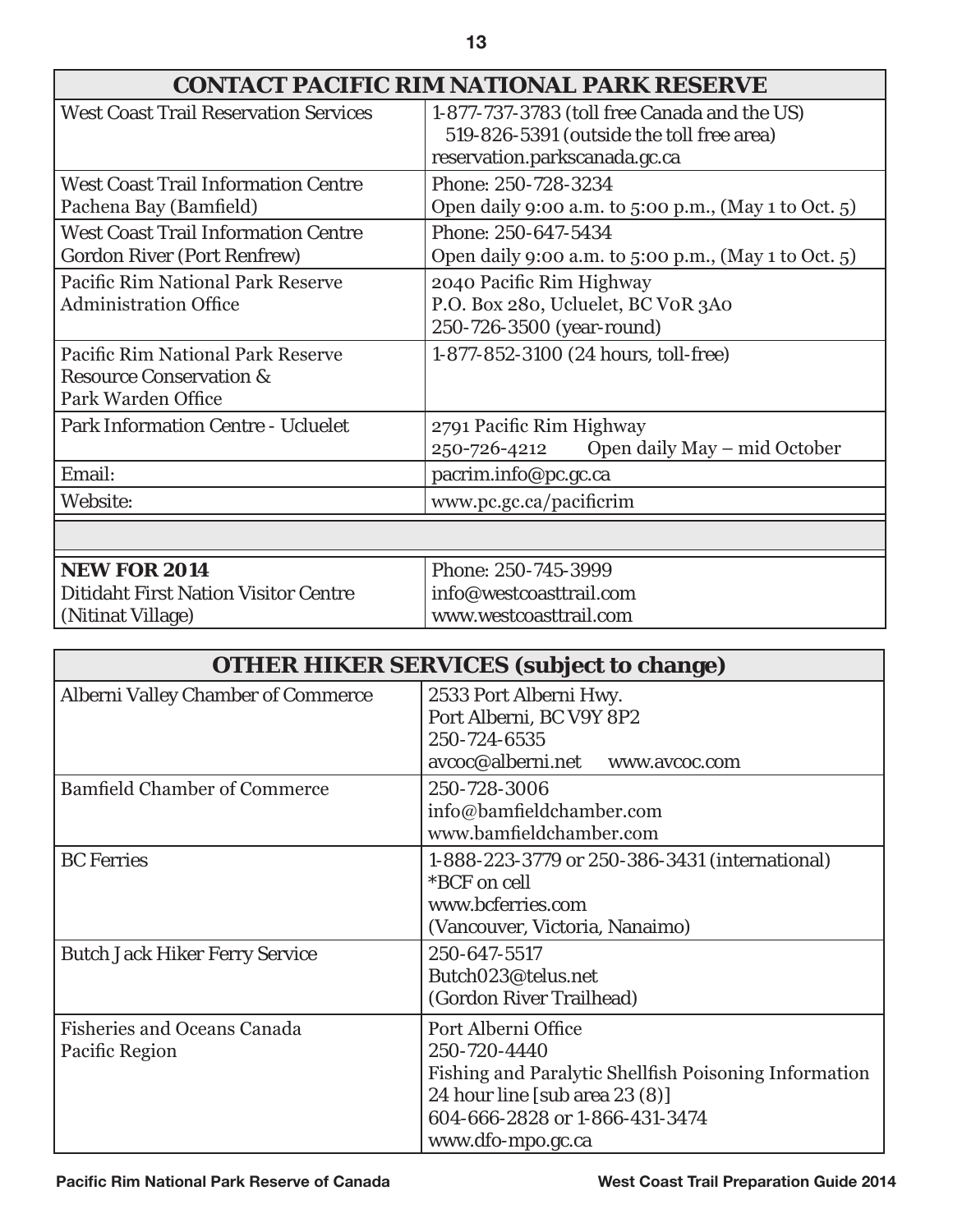| CONTACT PACIFIC RIM NATIONAL PARK RESERVE | |
|---|---|
| West Coast Trail Reservation Services | 1-877-737-3783 (toll free Canada and the US)<br>519-826-5391 (outside the toll free area)<br>reservation.parkscanada.gc.ca |
| West Coast Trail Information Centre<br>Pachena Bay (Bamfield) | Phone: 250-728-3234<br>Open daily 9:00 a.m. to 5:00 p.m., (May 1 to Oct. 5) |
| West Coast Trail Information Centre<br>Gordon River (Port Renfrew) | Phone: 250-647-5434<br>Open daily 9:00 a.m. to 5:00 p.m., (May 1 to Oct. 5) |
| Pacific Rim National Park Reserve<br>Administration Office | 2040 Pacific Rim Highway<br>P.O. Box 280, Ucluelet, BC V0R 3A0<br>250-726-3500 (year-round) |
| Pacific Rim National Park Reserve<br>Resource Conservation &<br>Park Warden Office | 1-877-852-3100 (24 hours, toll-free) |
| Park Information Centre - Ucluelet | 2791 Pacific Rim Highway<br>250-726-4212 Open daily May – mid October |
| Email: | pacrim.info@pc.gc.ca |
| Website: | www.pc.gc.ca/pacificrim |
| | |
| **NEW FOR 2014**<br>Ditidaht First Nation Visitor Centre<br>(Nitinat Village) | Phone: 250-745-3999<br>info@westcoasttrail.com<br>www.westcoasttrail.com |

| OTHER HIKER SERVICES (subject to change) | |
|---|---|
| Alberni Valley Chamber of Commerce | 2533 Port Alberni Hwy.<br>Port Alberni, BC V9Y 8P2<br>250-724-6535<br>avcoc@alberni.net www.avcoc.com |
| Bamfield Chamber of Commerce | 250-728-3006<br>info@bamfieldchamber.com<br>www.bamfieldchamber.com |
| BC Ferries | 1-888-223-3779 or 250-386-3431 (international)<br>*BCF on cell<br>www.bcferries.com<br>(Vancouver, Victoria, Nanaimo) |
| Butch Jack Hiker Ferry Service | 250-647-5517<br>Butch023@telus.net<br>(Gordon River Trailhead) |
| Fisheries and Oceans Canada<br>Pacific Region | Port Alberni Office<br>250-720-4440<br>Fishing and Paralytic Shellfish Poisoning Information<br>24 hour line [sub area 23 (8)]<br>604-666-2828 or 1-866-431-3474<br>www.dfo-mpo.gc.ca |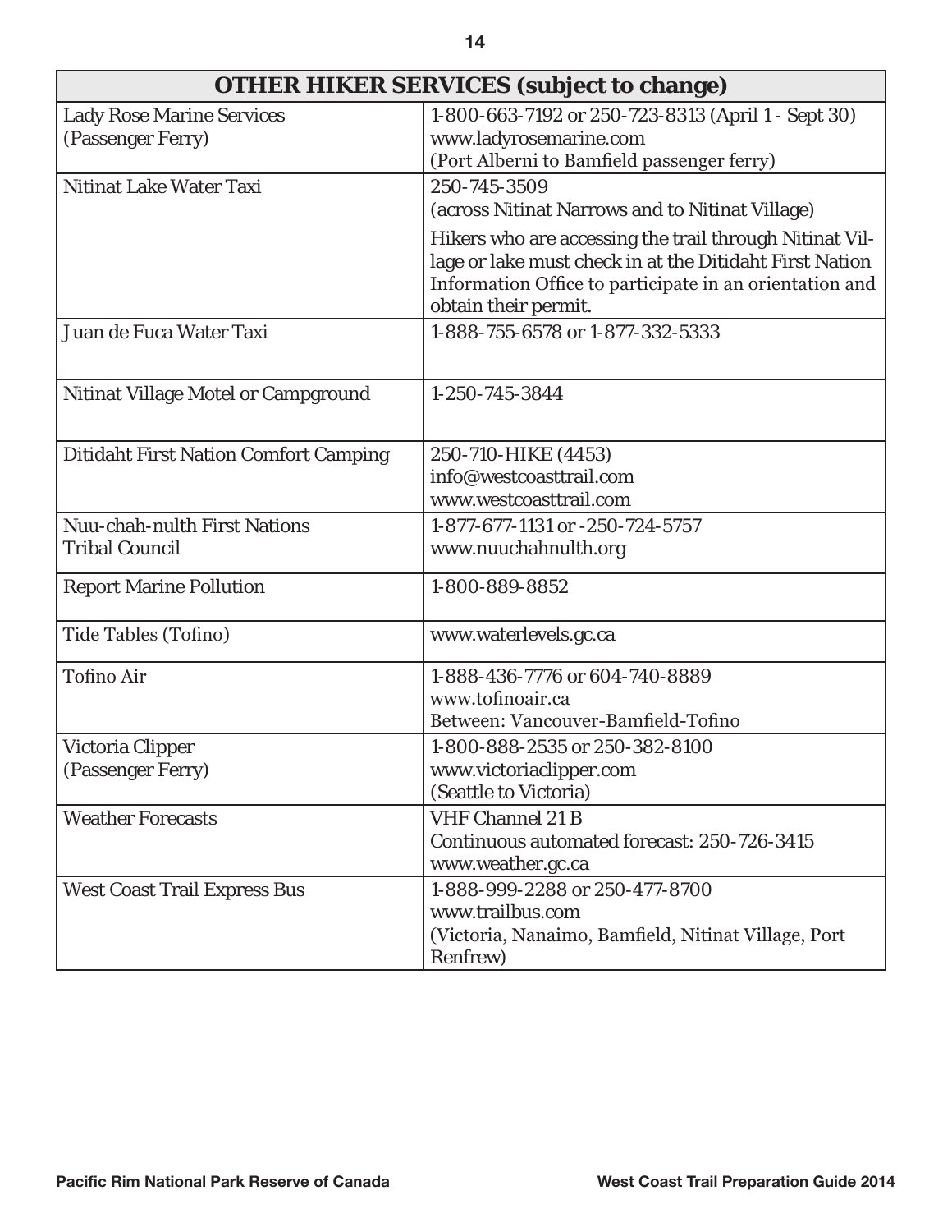| OTHER HIKER SERVICES (subject to change) | |
|---|---|
| Lady Rose Marine Services (Passenger Ferry) | 1-800-663-7192 or 250-723-8313 (April 1 - Sept 30) www.ladyrosemarine.com (Port Alberni to Bamfield passenger ferry) |
| Nitinat Lake Water Taxi | 250-745-3509 (across Nitinat Narrows and to Nitinat Village) Hikers who are accessing the trail through Nitinat Village or lake must check in at the Ditidaht First Nation Information Office to participate in an orientation and obtain their permit. |
| Juan de Fuca Water Taxi | 1-888-755-6578 or 1-877-332-5333 |
| Nitinat Village Motel or Campground | 1-250-745-3844 |
| Ditidaht First Nation Comfort Camping | 250-710-HIKE (4453) info@westcoasttrail.com www.westcoasttrail.com |
| Nuu-chah-nulth First Nations Tribal Council | 1-877-677-1131 or -250-724-5757 www.nuuchahnulth.org |
| Report Marine Pollution | 1-800-889-8852 |
| Tide Tables (Tofino) | www.waterlevels.gc.ca |
| Tofino Air | 1-888-436-7776 or 604-740-8889 www.tofinoair.ca Between: Vancouver-Bamfield-Tofino |
| Victoria Clipper (Passenger Ferry) | 1-800-888-2535 or 250-382-8100 www.victoriaclipper.com (Seattle to Victoria) |
| Weather Forecasts | VHF Channel 21 B Continuous automated forecast: 250-726-3415 www.weather.gc.ca |
| West Coast Trail Express Bus | 1-888-999-2288 or 250-477-8700 www.trailbus.com (Victoria, Nanaimo, Bamfield, Nitinat Village, Port Renfrew) |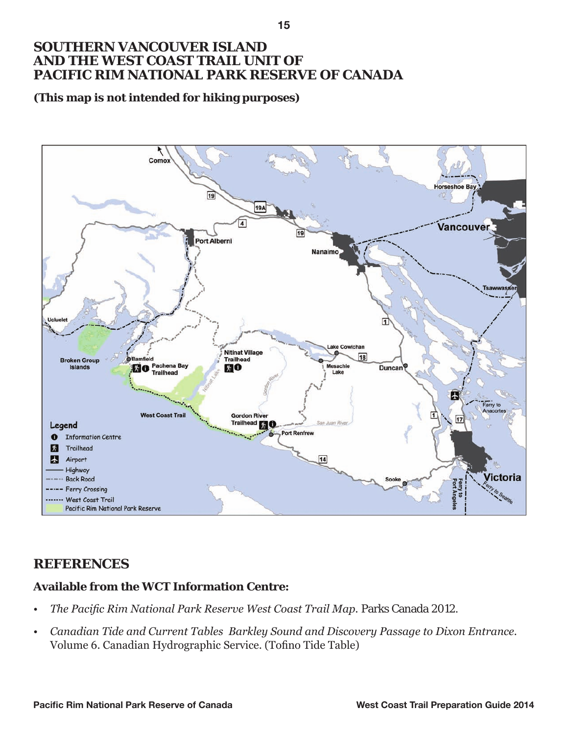# SOUTHERN VANCOUVER ISLAND AND THE WEST COAST TRAIL UNIT OF PACIFIC RIM NATIONAL PARK RESERVE OF CANADA

**(This map is not intended for hiking purposes)**

Comox
Horseshoe Bay
19
19A
4
19
Vancouver
Port Alberni
Nanaimo
Tsawwassen
Ucluelet
1
Nitinat Village Trailhead
Lake Cowichan
18
Broken Group Islands
Bamfield
Pachena Bay Trailhead
Mesachie Lake
Duncan
Nitinat Lake
Gordon River
Ferry to Anacortes
West Coast Trail
Gordon River Trailhead
1
17
San Juan River
Port Renfrew
14
Sooke
Victoria
Ferry to Port Angeles
Ferry to Seattle

Legend
Information Centre
Trailhead
Airport
Highway
Back Road
Ferry Crossing
West Coast Trail
Pacific Rim National Park Reserve

## REFERENCES

### Available from the WCT Information Centre:

- *The Pacific Rim National Park Reserve West Coast Trail Map*. Parks Canada 2012.
- *Canadian Tide and Current Tables Barkley Sound and Discovery Passage to Dixon Entrance*. Volume 6. Canadian Hydrographic Service. (Tofino Tide Table)